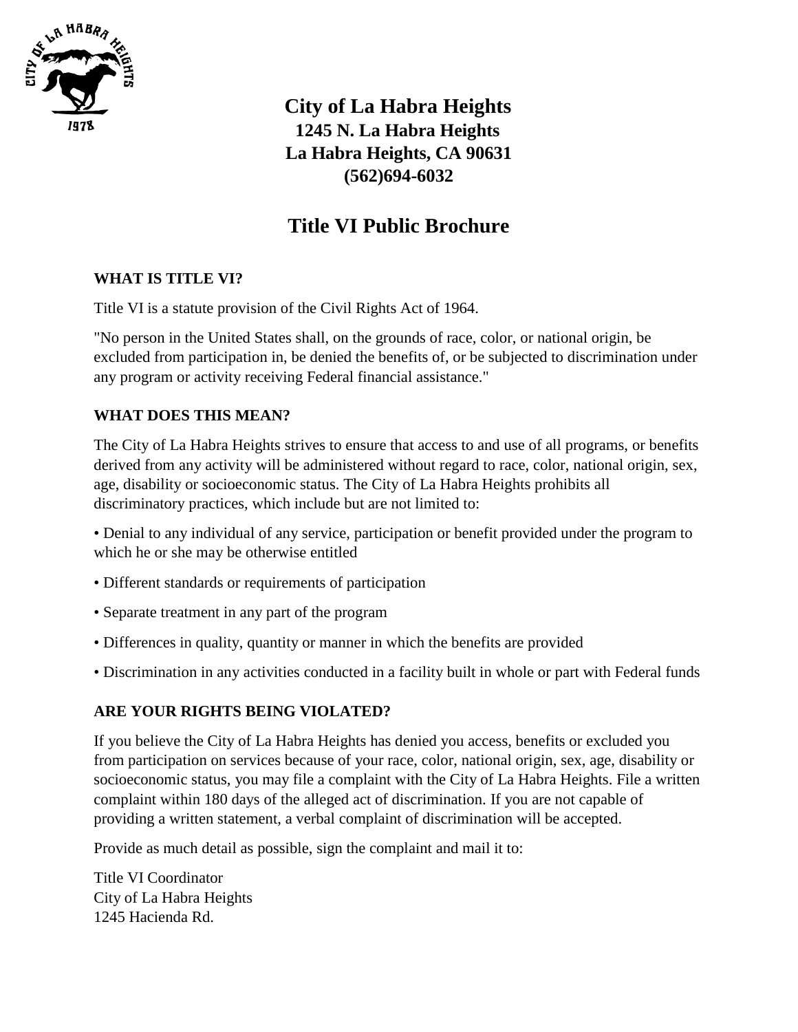# City of La Habra Heights

**1245 N. La Habra Heights**
**La Habra Heights, CA 90631**
**(562)694-6032**

## Title VI Public Brochure

### WHAT IS TITLE VI?

Title VI is a statute provision of the Civil Rights Act of 1964.

"No person in the United States shall, on the grounds of race, color, or national origin, be excluded from participation in, be denied the benefits of, or be subjected to discrimination under any program or activity receiving Federal financial assistance."

### WHAT DOES THIS MEAN?

The City of La Habra Heights strives to ensure that access to and use of all programs, or benefits derived from any activity will be administered without regard to race, color, national origin, sex, age, disability or socioeconomic status. The City of La Habra Heights prohibits all discriminatory practices, which include but are not limited to:

- Denial to any individual of any service, participation or benefit provided under the program to which he or she may be otherwise entitled
- Different standards or requirements of participation
- Separate treatment in any part of the program
- Differences in quality, quantity or manner in which the benefits are provided
- Discrimination in any activities conducted in a facility built in whole or part with Federal funds

### ARE YOUR RIGHTS BEING VIOLATED?

If you believe the City of La Habra Heights has denied you access, benefits or excluded you from participation on services because of your race, color, national origin, sex, age, disability or socioeconomic status, you may file a complaint with the City of La Habra Heights. File a written complaint within 180 days of the alleged act of discrimination. If you are not capable of providing a written statement, a verbal complaint of discrimination will be accepted.

Provide as much detail as possible, sign the complaint and mail it to:

Title VI Coordinator
City of La Habra Heights
1245 Hacienda Rd.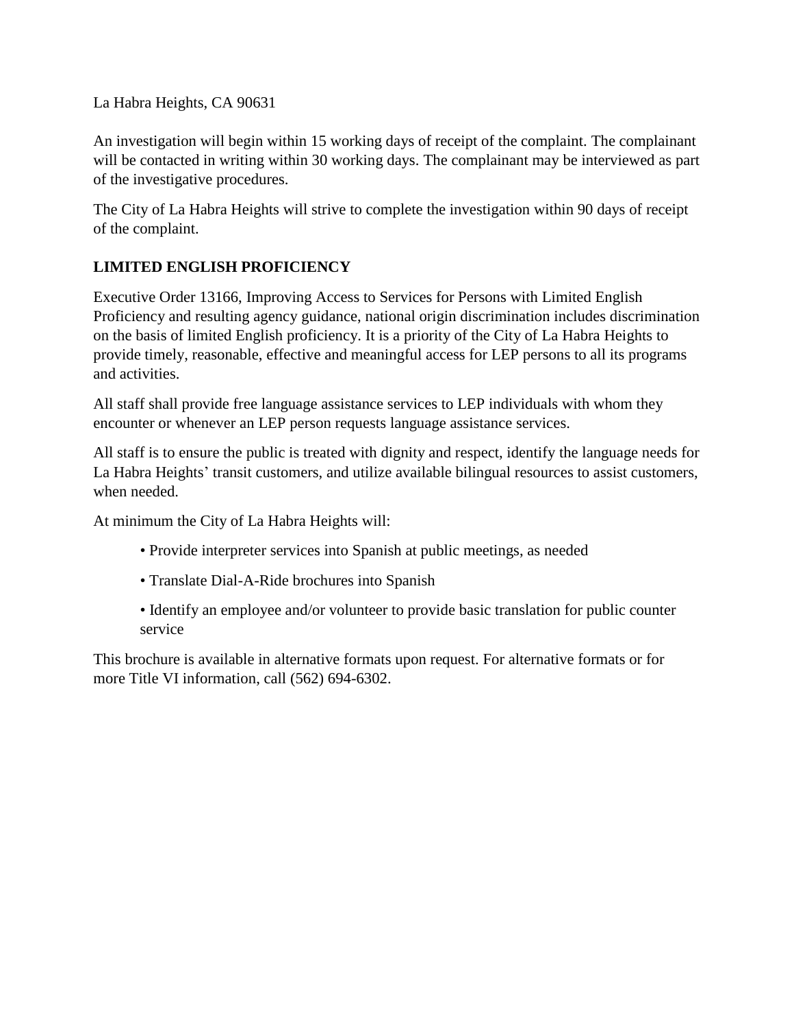La Habra Heights, CA 90631

An investigation will begin within 15 working days of receipt of the complaint. The complainant will be contacted in writing within 30 working days. The complainant may be interviewed as part of the investigative procedures.

The City of La Habra Heights will strive to complete the investigation within 90 days of receipt of the complaint.

## LIMITED ENGLISH PROFICIENCY

Executive Order 13166, Improving Access to Services for Persons with Limited English Proficiency and resulting agency guidance, national origin discrimination includes discrimination on the basis of limited English proficiency. It is a priority of the City of La Habra Heights to provide timely, reasonable, effective and meaningful access for LEP persons to all its programs and activities.

All staff shall provide free language assistance services to LEP individuals with whom they encounter or whenever an LEP person requests language assistance services.

All staff is to ensure the public is treated with dignity and respect, identify the language needs for La Habra Heights' transit customers, and utilize available bilingual resources to assist customers, when needed.

At minimum the City of La Habra Heights will:

- Provide interpreter services into Spanish at public meetings, as needed
- Translate Dial-A-Ride brochures into Spanish
- Identify an employee and/or volunteer to provide basic translation for public counter service

This brochure is available in alternative formats upon request. For alternative formats or for more Title VI information, call (562) 694-6302.